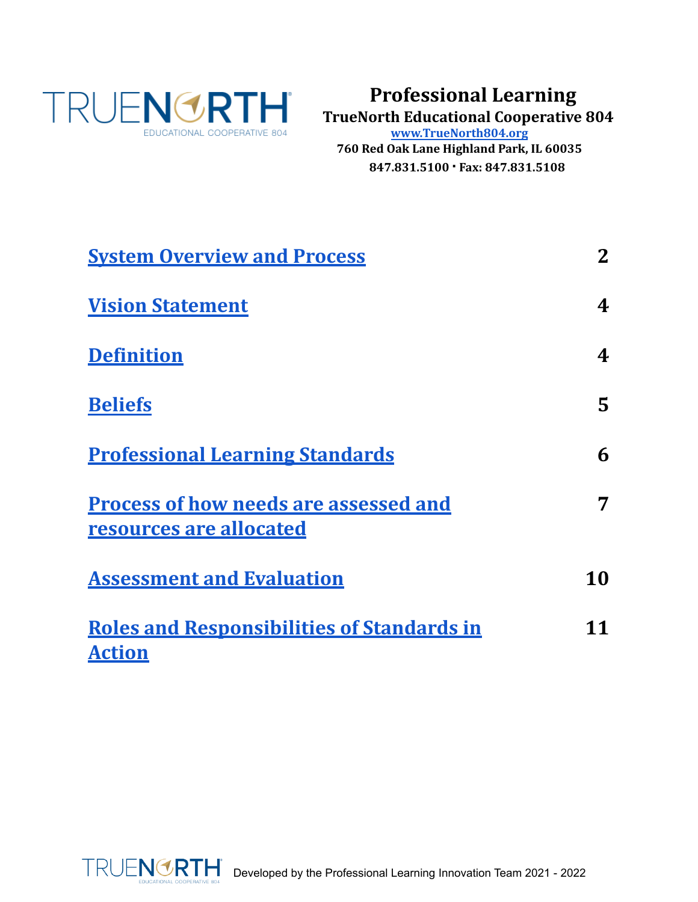# Professional Learning

**TrueNorth Educational Cooperative 804**

**[www.TrueNorth804.org](http://www.TrueNorth804.org)**

**760 Red Oak Lane Highland Park, IL 60035**

**847.831.5100 · Fax: 847.831.5108**

| | |
|---|---|
| **System Overview and Process** | **2** |
| **Vision Statement** | **4** |
| **Definition** | **4** |
| **Beliefs** | **5** |
| **Professional Learning Standards** | **6** |
| **Process of how needs are assessed and resources are allocated** | **7** |
| **Assessment and Evaluation** | **10** |
| **Roles and Responsibilities of Standards in Action** | **11** |

Developed by the Professional Learning Innovation Team 2021 - 2022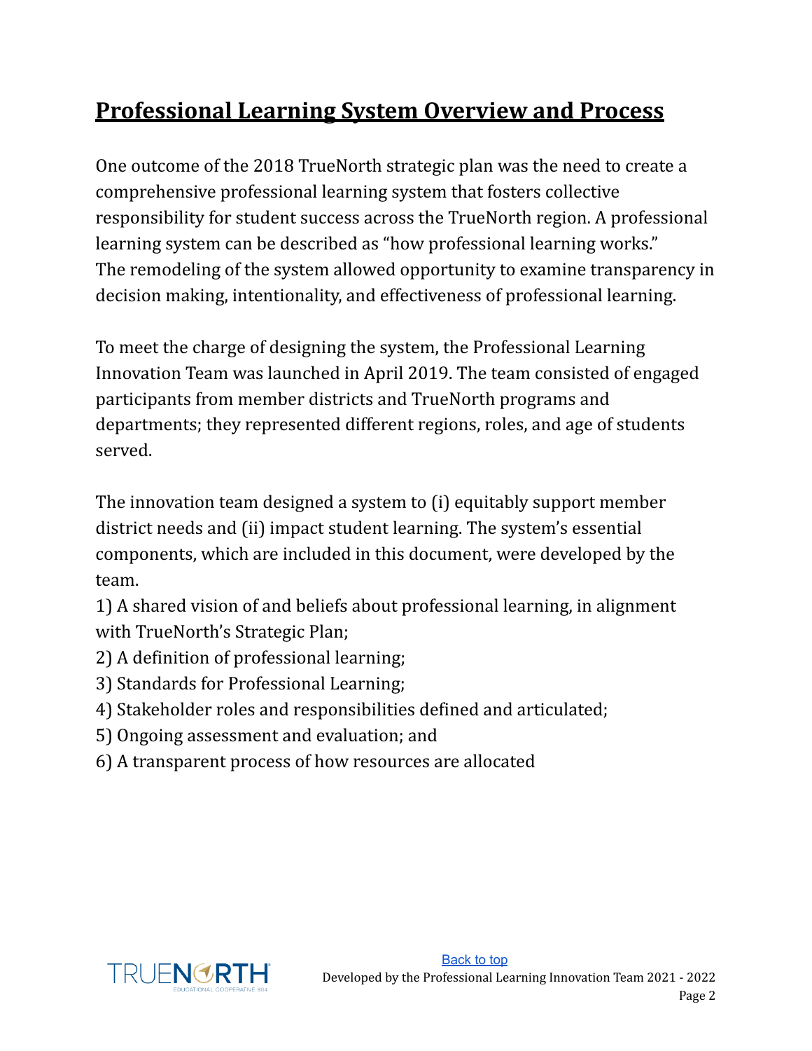## Professional Learning System Overview and Process

One outcome of the 2018 TrueNorth strategic plan was the need to create a comprehensive professional learning system that fosters collective responsibility for student success across the TrueNorth region. A professional learning system can be described as "how professional learning works." The remodeling of the system allowed opportunity to examine transparency in decision making, intentionality, and effectiveness of professional learning.

To meet the charge of designing the system, the Professional Learning Innovation Team was launched in April 2019. The team consisted of engaged participants from member districts and TrueNorth programs and departments; they represented different regions, roles, and age of students served.

The innovation team designed a system to (i) equitably support member district needs and (ii) impact student learning. The system's essential components, which are included in this document, were developed by the team.

1) A shared vision of and beliefs about professional learning, in alignment with TrueNorth's Strategic Plan;
2) A definition of professional learning;
3) Standards for Professional Learning;
4) Stakeholder roles and responsibilities defined and articulated;
5) Ongoing assessment and evaluation; and
6) A transparent process of how resources are allocated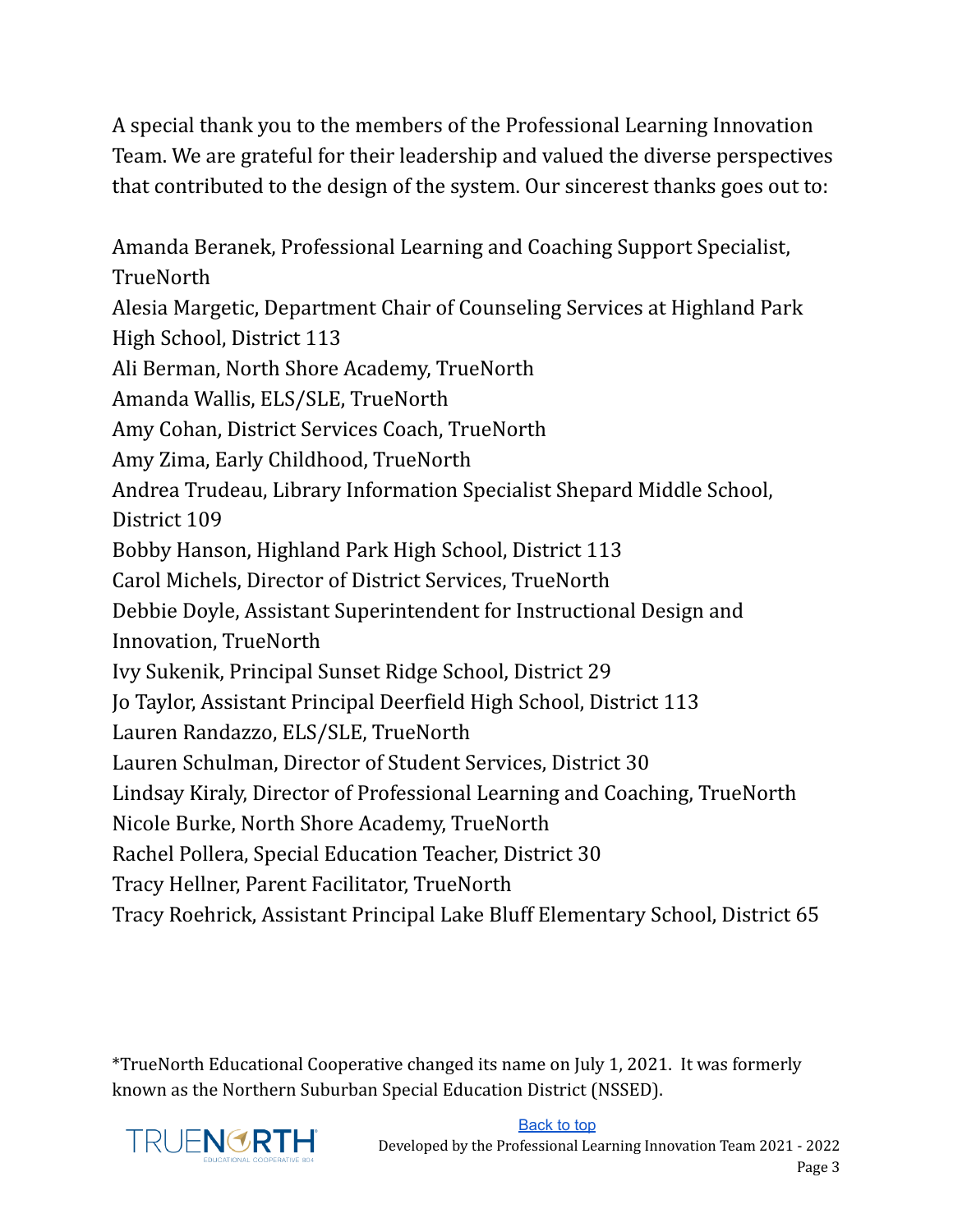A special thank you to the members of the Professional Learning Innovation Team. We are grateful for their leadership and valued the diverse perspectives that contributed to the design of the system. Our sincerest thanks goes out to:

Amanda Beranek, Professional Learning and Coaching Support Specialist, TrueNorth
Alesia Margetic, Department Chair of Counseling Services at Highland Park High School, District 113
Ali Berman, North Shore Academy, TrueNorth
Amanda Wallis, ELS/SLE, TrueNorth
Amy Cohan, District Services Coach, TrueNorth
Amy Zima, Early Childhood, TrueNorth
Andrea Trudeau, Library Information Specialist Shepard Middle School, District 109
Bobby Hanson, Highland Park High School, District 113
Carol Michels, Director of District Services, TrueNorth
Debbie Doyle, Assistant Superintendent for Instructional Design and Innovation, TrueNorth
Ivy Sukenik, Principal Sunset Ridge School, District 29
Jo Taylor, Assistant Principal Deerfield High School, District 113
Lauren Randazzo, ELS/SLE, TrueNorth
Lauren Schulman, Director of Student Services, District 30
Lindsay Kiraly, Director of Professional Learning and Coaching, TrueNorth
Nicole Burke, North Shore Academy, TrueNorth
Rachel Pollera, Special Education Teacher, District 30
Tracy Hellner, Parent Facilitator, TrueNorth
Tracy Roehrick, Assistant Principal Lake Bluff Elementary School, District 65

*TrueNorth Educational Cooperative changed its name on July 1, 2021. It was formerly known as the Northern Suburban Special Education District (NSSED).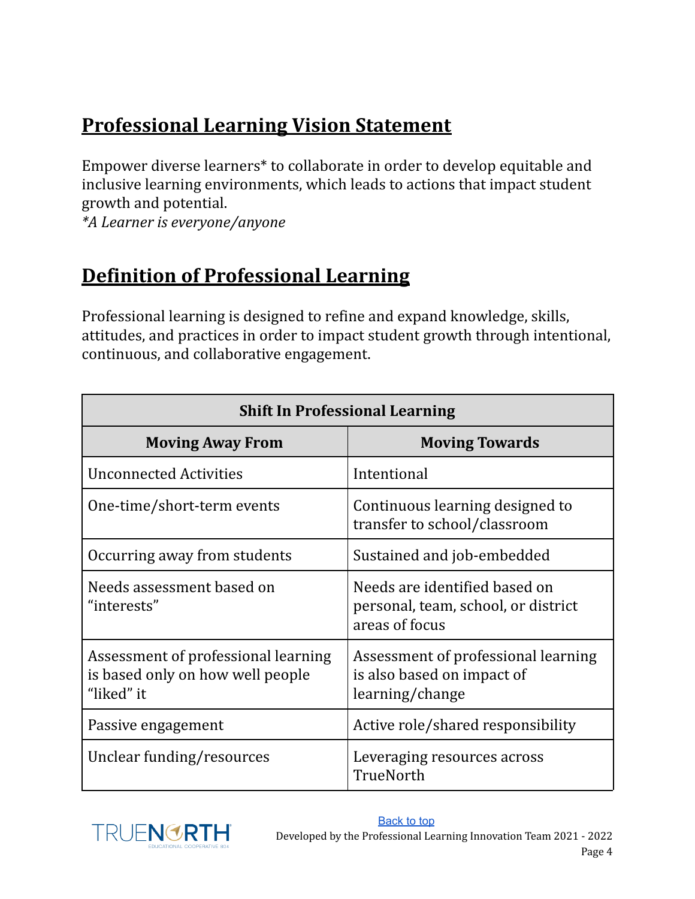## Professional Learning Vision Statement

Empower diverse learners* to collaborate in order to develop equitable and inclusive learning environments, which leads to actions that impact student growth and potential.
*A Learner is everyone/anyone*

## Definition of Professional Learning

Professional learning is designed to refine and expand knowledge, skills, attitudes, and practices in order to impact student growth through intentional, continuous, and collaborative engagement.

| **Shift In Professional Learning** | |
|---|---|
| **Moving Away From** | **Moving Towards** |
| Unconnected Activities | Intentional |
| One-time/short-term events | Continuous learning designed to transfer to school/classroom |
| Occurring away from students | Sustained and job-embedded |
| Needs assessment based on "interests" | Needs are identified based on personal, team, school, or district areas of focus |
| Assessment of professional learning is based only on how well people "liked" it | Assessment of professional learning is also based on impact of learning/change |
| Passive engagement | Active role/shared responsibility |
| Unclear funding/resources | Leveraging resources across TrueNorth |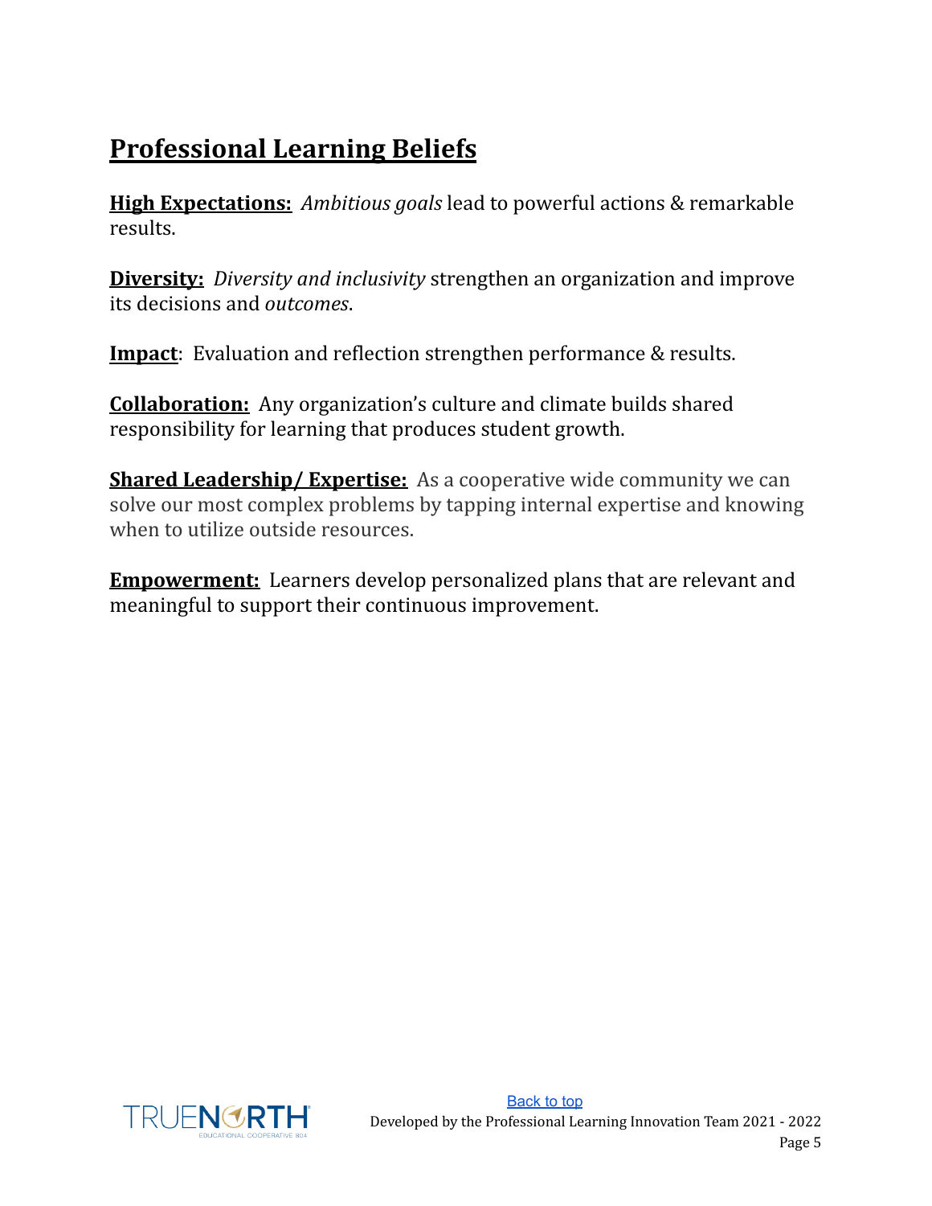## Professional Learning Beliefs

**High Expectations:** *Ambitious goals* lead to powerful actions & remarkable results.

**Diversity:** *Diversity and inclusivity* strengthen an organization and improve its decisions and *outcomes*.

**Impact**: Evaluation and reflection strengthen performance & results.

**Collaboration:** Any organization's culture and climate builds shared responsibility for learning that produces student growth.

**Shared Leadership/ Expertise:** As a cooperative wide community we can solve our most complex problems by tapping internal expertise and knowing when to utilize outside resources.

**Empowerment:** Learners develop personalized plans that are relevant and meaningful to support their continuous improvement.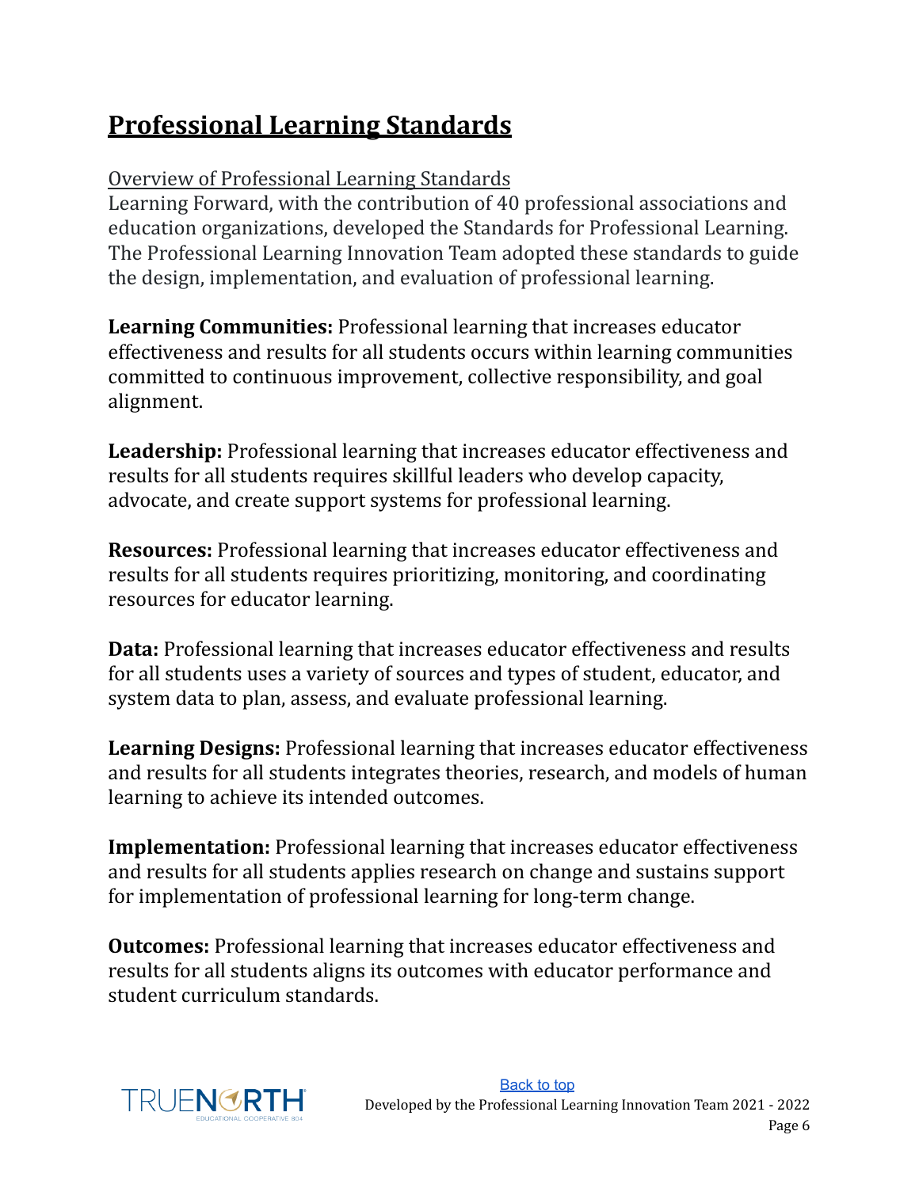# Professional Learning Standards

Overview of Professional Learning Standards

Learning Forward, with the contribution of 40 professional associations and education organizations, developed the Standards for Professional Learning. The Professional Learning Innovation Team adopted these standards to guide the design, implementation, and evaluation of professional learning.

**Learning Communities:** Professional learning that increases educator effectiveness and results for all students occurs within learning communities committed to continuous improvement, collective responsibility, and goal alignment.

**Leadership:** Professional learning that increases educator effectiveness and results for all students requires skillful leaders who develop capacity, advocate, and create support systems for professional learning.

**Resources:** Professional learning that increases educator effectiveness and results for all students requires prioritizing, monitoring, and coordinating resources for educator learning.

**Data:** Professional learning that increases educator effectiveness and results for all students uses a variety of sources and types of student, educator, and system data to plan, assess, and evaluate professional learning.

**Learning Designs:** Professional learning that increases educator effectiveness and results for all students integrates theories, research, and models of human learning to achieve its intended outcomes.

**Implementation:** Professional learning that increases educator effectiveness and results for all students applies research on change and sustains support for implementation of professional learning for long-term change.

**Outcomes:** Professional learning that increases educator effectiveness and results for all students aligns its outcomes with educator performance and student curriculum standards.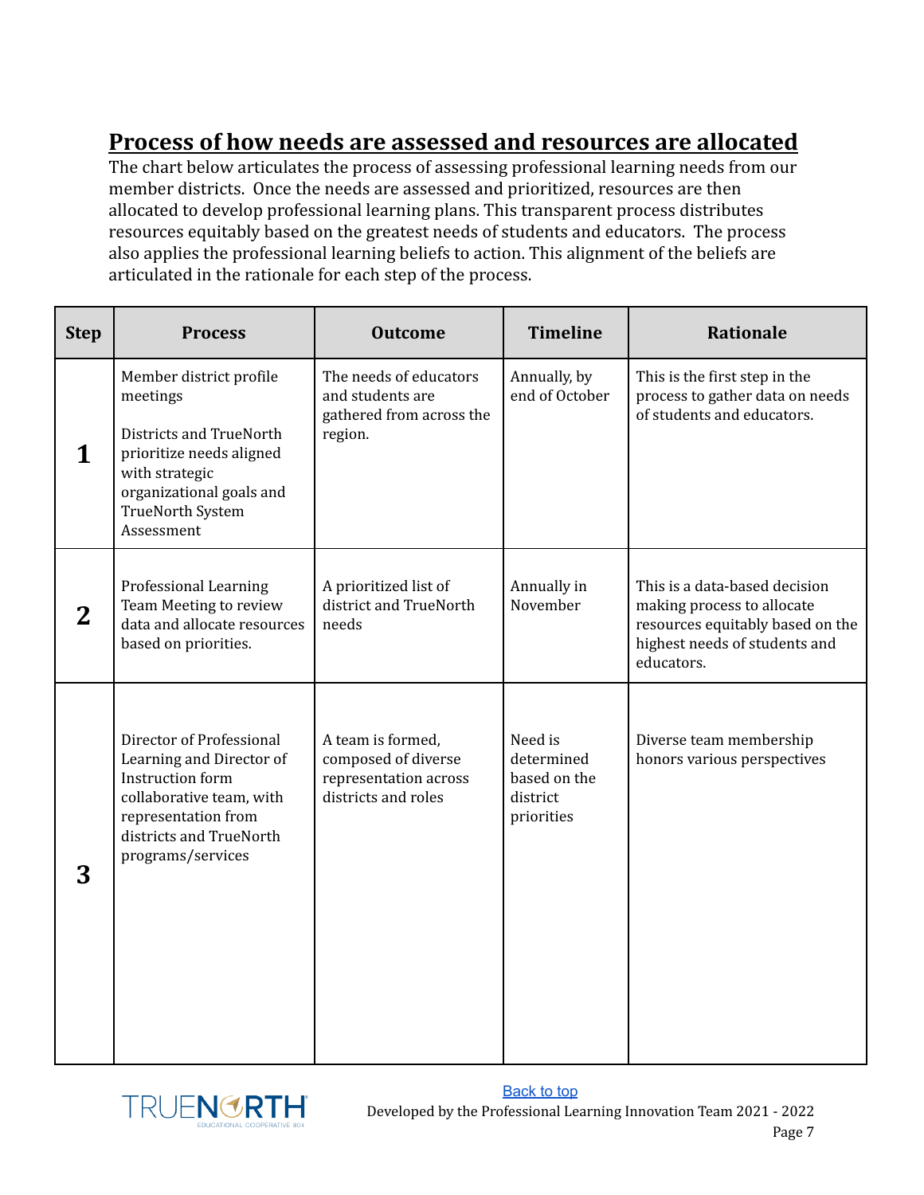## Process of how needs are assessed and resources are allocated

The chart below articulates the process of assessing professional learning needs from our member districts. Once the needs are assessed and prioritized, resources are then allocated to develop professional learning plans. This transparent process distributes resources equitably based on the greatest needs of students and educators. The process also applies the professional learning beliefs to action. This alignment of the beliefs are articulated in the rationale for each step of the process.

| Step | Process | Outcome | Timeline | Rationale |
|---|---|---|---|---|
| **1** | Member district profile meetings<br><br>Districts and TrueNorth prioritize needs aligned with strategic organizational goals and TrueNorth System Assessment | The needs of educators and students are gathered from across the region. | Annually, by end of October | This is the first step in the process to gather data on needs of students and educators. |
| **2** | Professional Learning Team Meeting to review data and allocate resources based on priorities. | A prioritized list of district and TrueNorth needs | Annually in November | This is a data-based decision making process to allocate resources equitably based on the highest needs of students and educators. |
| **3** | Director of Professional Learning and Director of Instruction form collaborative team, with representation from districts and TrueNorth programs/services | A team is formed, composed of diverse representation across districts and roles | Need is determined based on the district priorities | Diverse team membership honors various perspectives |

Back to top

Developed by the Professional Learning Innovation Team 2021 - 2022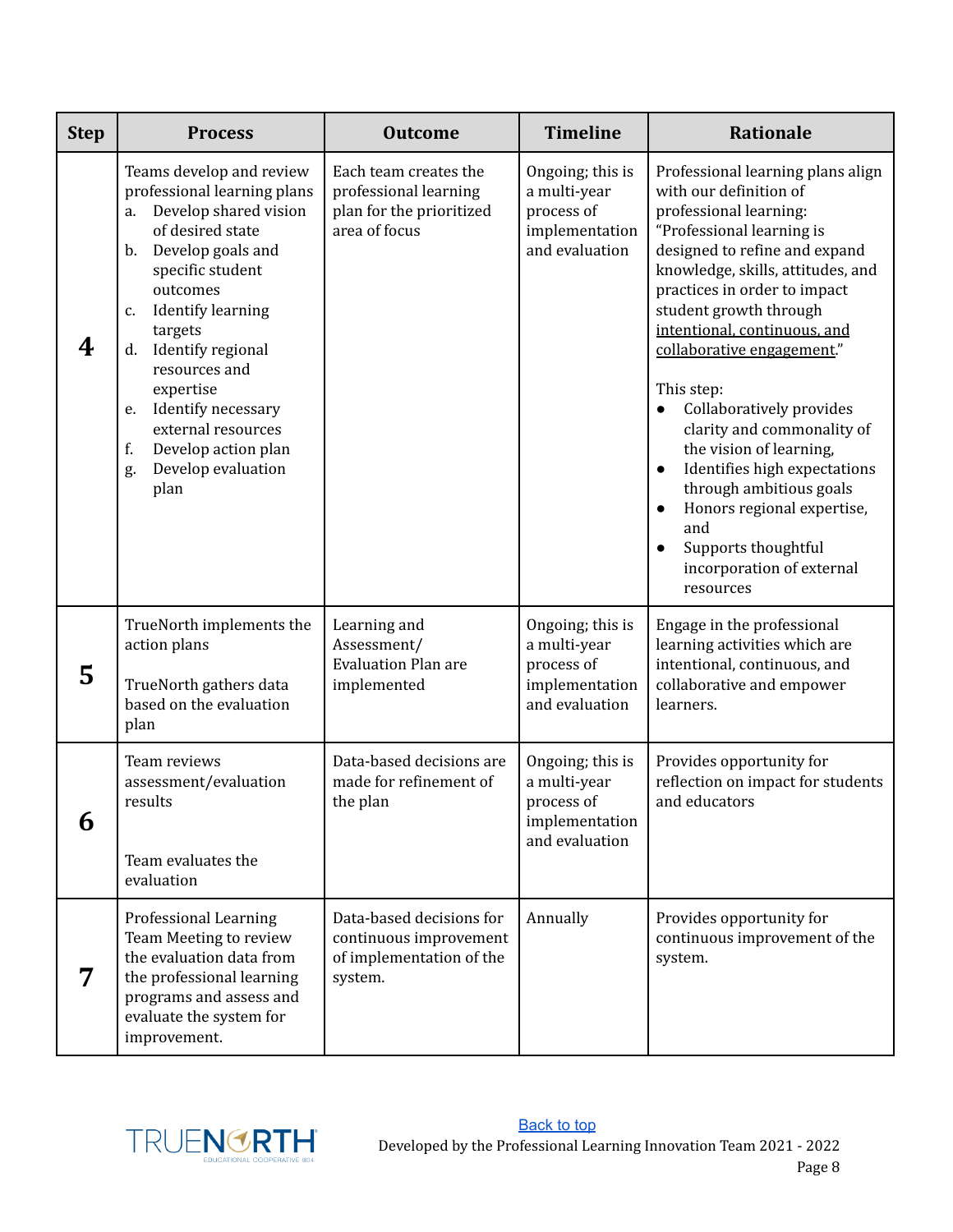| Step | Process | Outcome | Timeline | Rationale |
|---|---|---|---|---|
| **4** | Teams develop and review professional learning plans<br>a. Develop shared vision of desired state<br>b. Develop goals and specific student outcomes<br>c. Identify learning targets<br>d. Identify regional resources and expertise<br>e. Identify necessary external resources<br>f. Develop action plan<br>g. Develop evaluation plan | Each team creates the professional learning plan for the prioritized area of focus | Ongoing; this is a multi-year process of implementation and evaluation | Professional learning plans align with our definition of professional learning: "Professional learning is designed to refine and expand knowledge, skills, attitudes, and practices in order to impact student growth through intentional, continuous, and collaborative engagement."<br><br>This step:<br>• Collaboratively provides clarity and commonality of the vision of learning,<br>• Identifies high expectations through ambitious goals<br>• Honors regional expertise, and<br>• Supports thoughtful incorporation of external resources |
| **5** | TrueNorth implements the action plans<br><br>TrueNorth gathers data based on the evaluation plan | Learning and Assessment/ Evaluation Plan are implemented | Ongoing; this is a multi-year process of implementation and evaluation | Engage in the professional learning activities which are intentional, continuous, and collaborative and empower learners. |
| **6** | Team reviews assessment/evaluation results<br><br>Team evaluates the evaluation | Data-based decisions are made for refinement of the plan | Ongoing; this is a multi-year process of implementation and evaluation | Provides opportunity for reflection on impact for students and educators |
| **7** | Professional Learning Team Meeting to review the evaluation data from the professional learning programs and assess and evaluate the system for improvement. | Data-based decisions for continuous improvement of implementation of the system. | Annually | Provides opportunity for continuous improvement of the system. |

Back to top

Developed by the Professional Learning Innovation Team 2021 - 2022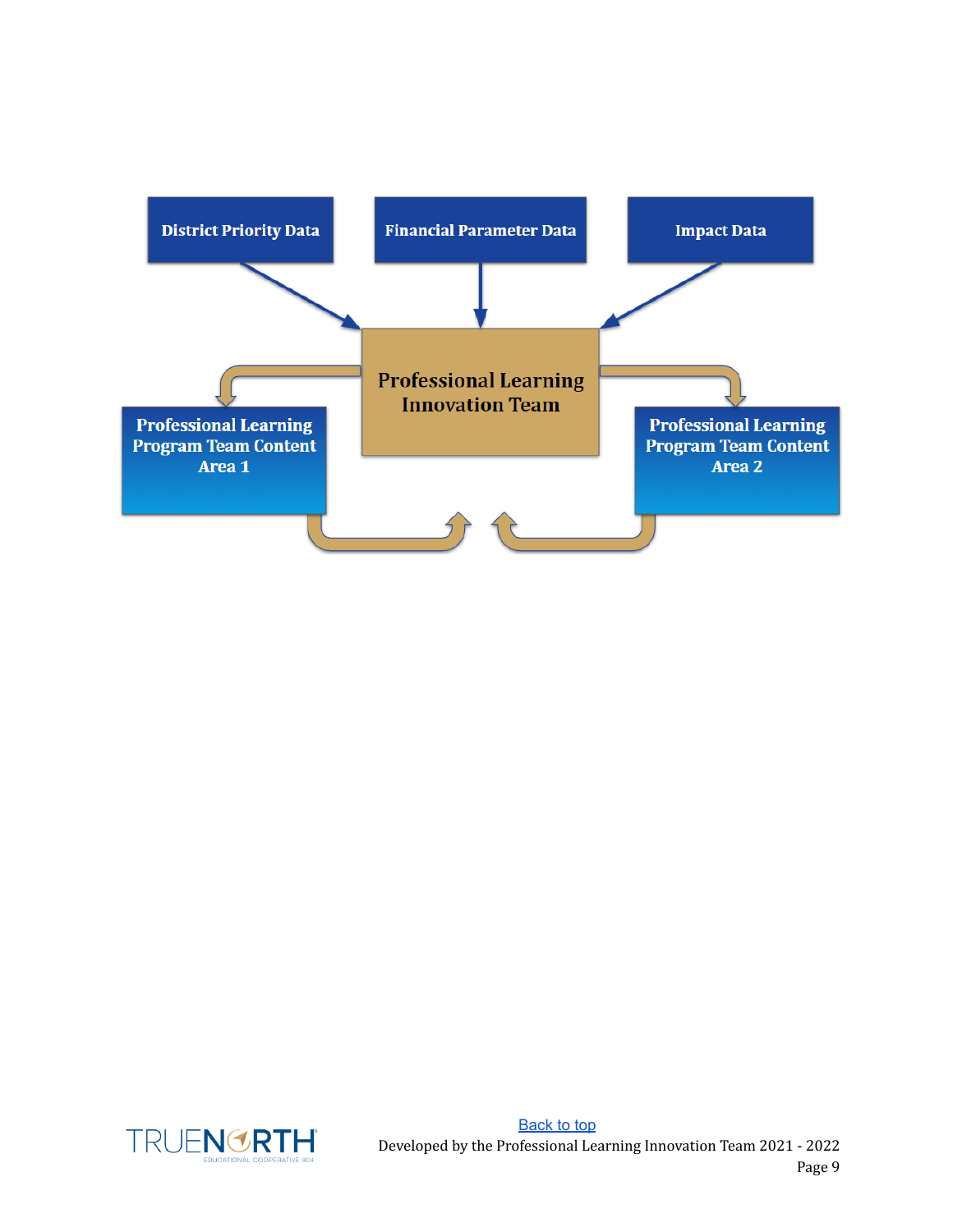District Priority Data

Financial Parameter Data

Impact Data

Professional Learning Innovation Team

Professional Learning Program Team Content Area 1

Professional Learning Program Team Content Area 2

[Back to top](#)

Developed by the Professional Learning Innovation Team 2021 - 2022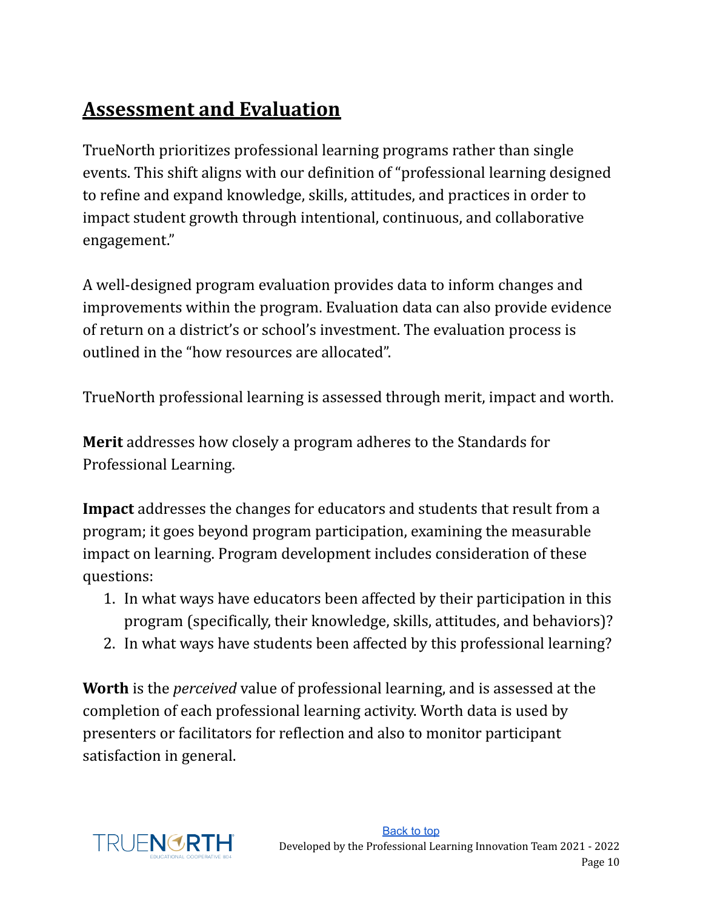## Assessment and Evaluation

TrueNorth prioritizes professional learning programs rather than single events. This shift aligns with our definition of "professional learning designed to refine and expand knowledge, skills, attitudes, and practices in order to impact student growth through intentional, continuous, and collaborative engagement."

A well-designed program evaluation provides data to inform changes and improvements within the program. Evaluation data can also provide evidence of return on a district's or school's investment. The evaluation process is outlined in the "how resources are allocated".

TrueNorth professional learning is assessed through merit, impact and worth.

**Merit** addresses how closely a program adheres to the Standards for Professional Learning.

**Impact** addresses the changes for educators and students that result from a program; it goes beyond program participation, examining the measurable impact on learning. Program development includes consideration of these questions:

1. In what ways have educators been affected by their participation in this program (specifically, their knowledge, skills, attitudes, and behaviors)?
2. In what ways have students been affected by this professional learning?

**Worth** is the *perceived* value of professional learning, and is assessed at the completion of each professional learning activity. Worth data is used by presenters or facilitators for reflection and also to monitor participant satisfaction in general.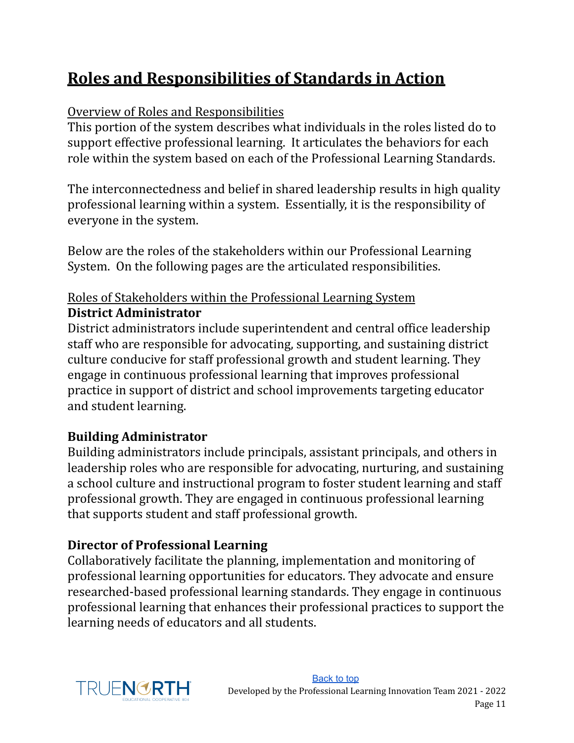# Roles and Responsibilities of Standards in Action

Overview of Roles and Responsibilities

This portion of the system describes what individuals in the roles listed do to support effective professional learning. It articulates the behaviors for each role within the system based on each of the Professional Learning Standards.

The interconnectedness and belief in shared leadership results in high quality professional learning within a system. Essentially, it is the responsibility of everyone in the system.

Below are the roles of the stakeholders within our Professional Learning System. On the following pages are the articulated responsibilities.

Roles of Stakeholders within the Professional Learning System

**District Administrator**

District administrators include superintendent and central office leadership staff who are responsible for advocating, supporting, and sustaining district culture conducive for staff professional growth and student learning. They engage in continuous professional learning that improves professional practice in support of district and school improvements targeting educator and student learning.

**Building Administrator**

Building administrators include principals, assistant principals, and others in leadership roles who are responsible for advocating, nurturing, and sustaining a school culture and instructional program to foster student learning and staff professional growth. They are engaged in continuous professional learning that supports student and staff professional growth.

**Director of Professional Learning**

Collaboratively facilitate the planning, implementation and monitoring of professional learning opportunities for educators. They advocate and ensure researched-based professional learning standards. They engage in continuous professional learning that enhances their professional practices to support the learning needs of educators and all students.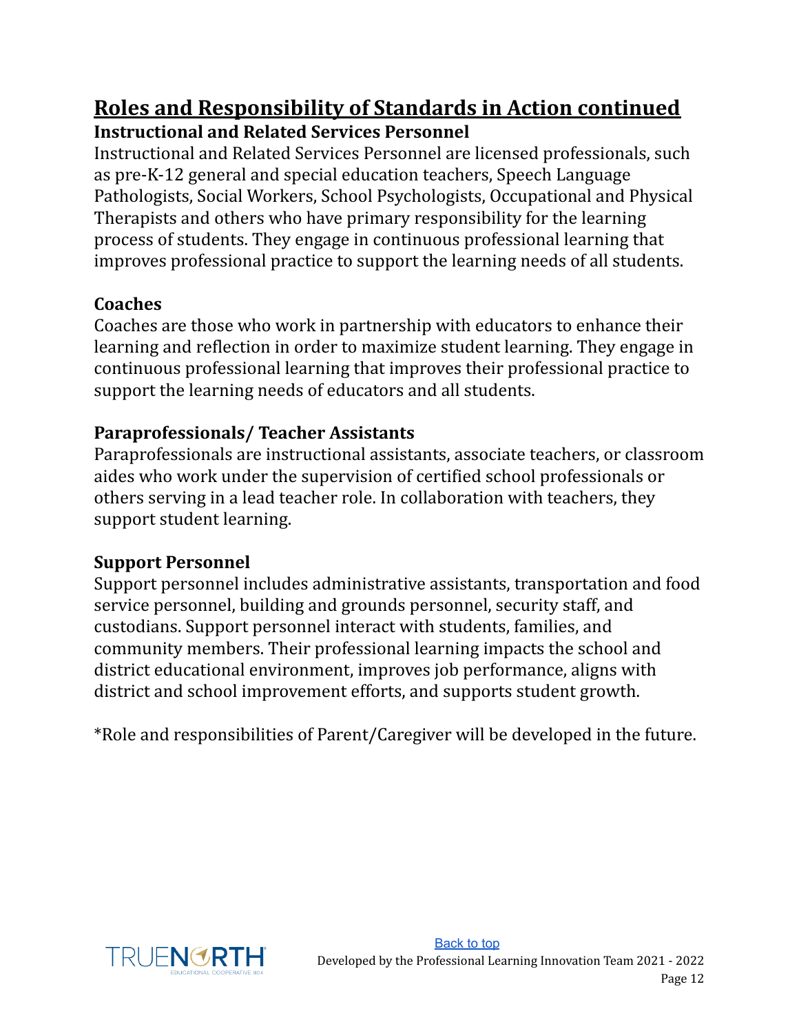## Roles and Responsibility of Standards in Action continued

### Instructional and Related Services Personnel

Instructional and Related Services Personnel are licensed professionals, such as pre-K-12 general and special education teachers, Speech Language Pathologists, Social Workers, School Psychologists, Occupational and Physical Therapists and others who have primary responsibility for the learning process of students. They engage in continuous professional learning that improves professional practice to support the learning needs of all students.

### Coaches

Coaches are those who work in partnership with educators to enhance their learning and reflection in order to maximize student learning. They engage in continuous professional learning that improves their professional practice to support the learning needs of educators and all students.

### Paraprofessionals/ Teacher Assistants

Paraprofessionals are instructional assistants, associate teachers, or classroom aides who work under the supervision of certified school professionals or others serving in a lead teacher role. In collaboration with teachers, they support student learning.

### Support Personnel

Support personnel includes administrative assistants, transportation and food service personnel, building and grounds personnel, security staff, and custodians. Support personnel interact with students, families, and community members. Their professional learning impacts the school and district educational environment, improves job performance, aligns with district and school improvement efforts, and supports student growth.

*Role and responsibilities of Parent/Caregiver will be developed in the future.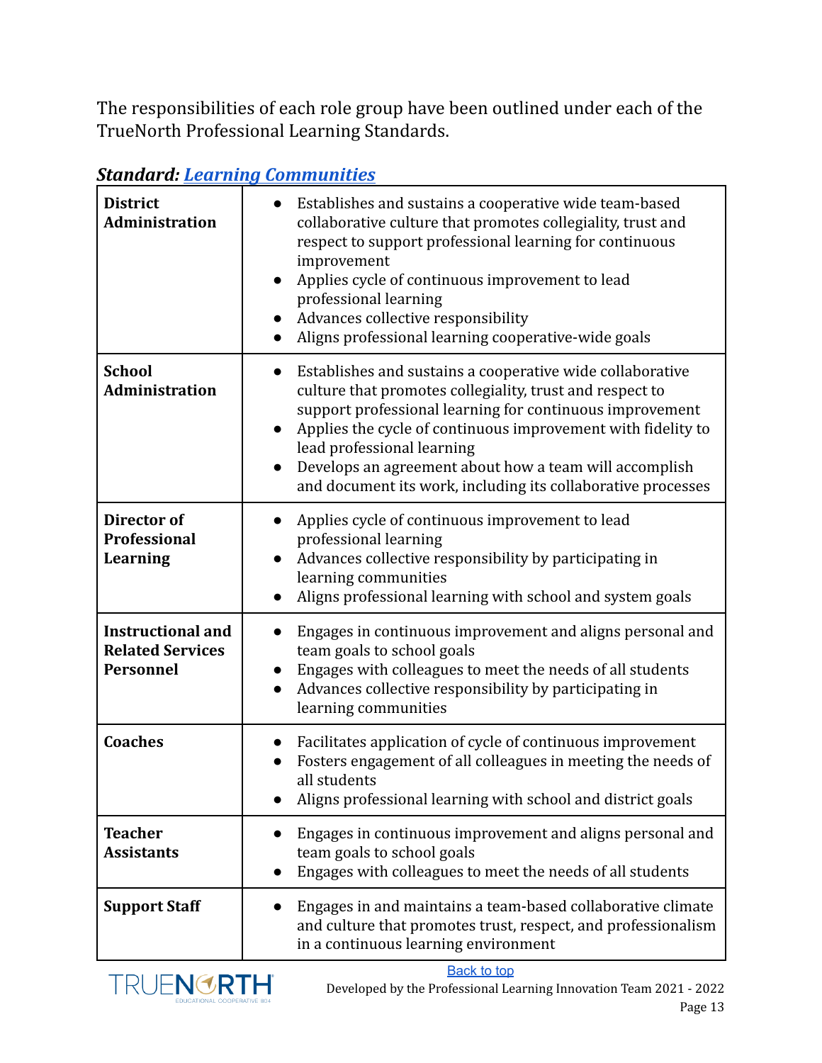The responsibilities of each role group have been outlined under each of the TrueNorth Professional Learning Standards.

### *Standard: Learning Communities*

| Role | Responsibilities |
| --- | --- |
| **District Administration** | • Establishes and sustains a cooperative wide team-based collaborative culture that promotes collegiality, trust and respect to support professional learning for continuous improvement<br>• Applies cycle of continuous improvement to lead professional learning<br>• Advances collective responsibility<br>• Aligns professional learning cooperative-wide goals |
| **School Administration** | • Establishes and sustains a cooperative wide collaborative culture that promotes collegiality, trust and respect to support professional learning for continuous improvement<br>• Applies the cycle of continuous improvement with fidelity to lead professional learning<br>• Develops an agreement about how a team will accomplish and document its work, including its collaborative processes |
| **Director of Professional Learning** | • Applies cycle of continuous improvement to lead professional learning<br>• Advances collective responsibility by participating in learning communities<br>• Aligns professional learning with school and system goals |
| **Instructional and Related Services Personnel** | • Engages in continuous improvement and aligns personal and team goals to school goals<br>• Engages with colleagues to meet the needs of all students<br>• Advances collective responsibility by participating in learning communities |
| **Coaches** | • Facilitates application of cycle of continuous improvement<br>• Fosters engagement of all colleagues in meeting the needs of all students<br>• Aligns professional learning with school and district goals |
| **Teacher Assistants** | • Engages in continuous improvement and aligns personal and team goals to school goals<br>• Engages with colleagues to meet the needs of all students |
| **Support Staff** | • Engages in and maintains a team-based collaborative climate and culture that promotes trust, respect, and professionalism in a continuous learning environment |

Back to top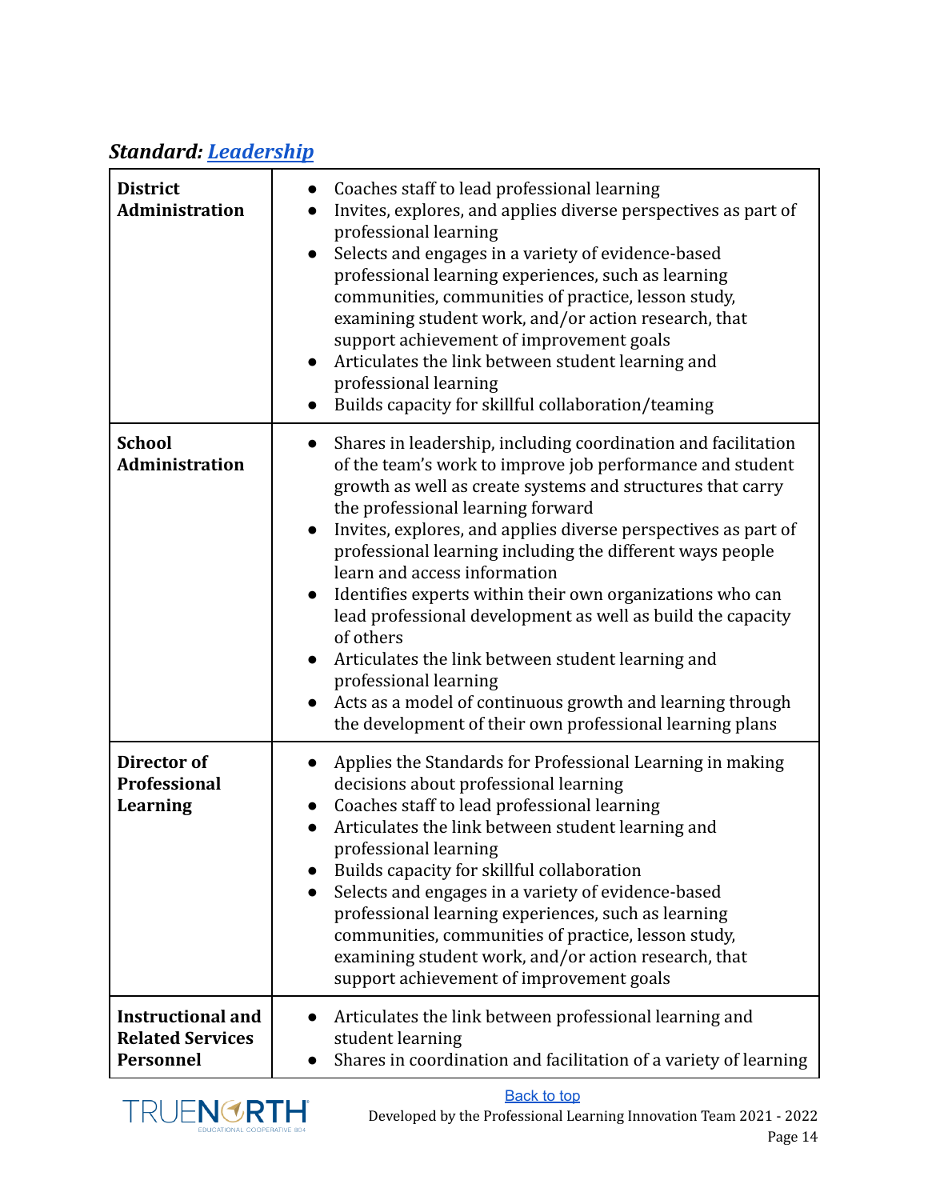## *Standard: [Leadership]*

| | |
|---|---|
| **District Administration** | ● Coaches staff to lead professional learning<br>● Invites, explores, and applies diverse perspectives as part of professional learning<br>● Selects and engages in a variety of evidence-based professional learning experiences, such as learning communities, communities of practice, lesson study, examining student work, and/or action research, that support achievement of improvement goals<br>● Articulates the link between student learning and professional learning<br>● Builds capacity for skillful collaboration/teaming |
| **School Administration** | ● Shares in leadership, including coordination and facilitation of the team's work to improve job performance and student growth as well as create systems and structures that carry the professional learning forward<br>● Invites, explores, and applies diverse perspectives as part of professional learning including the different ways people learn and access information<br>● Identifies experts within their own organizations who can lead professional development as well as build the capacity of others<br>● Articulates the link between student learning and professional learning<br>● Acts as a model of continuous growth and learning through the development of their own professional learning plans |
| **Director of Professional Learning** | ● Applies the Standards for Professional Learning in making decisions about professional learning<br>● Coaches staff to lead professional learning<br>● Articulates the link between student learning and professional learning<br>● Builds capacity for skillful collaboration<br>● Selects and engages in a variety of evidence-based professional learning experiences, such as learning communities, communities of practice, lesson study, examining student work, and/or action research, that support achievement of improvement goals |
| **Instructional and Related Services Personnel** | ● Articulates the link between professional learning and student learning<br>● Shares in coordination and facilitation of a variety of learning |

Back to top

Developed by the Professional Learning Innovation Team 2021 - 2022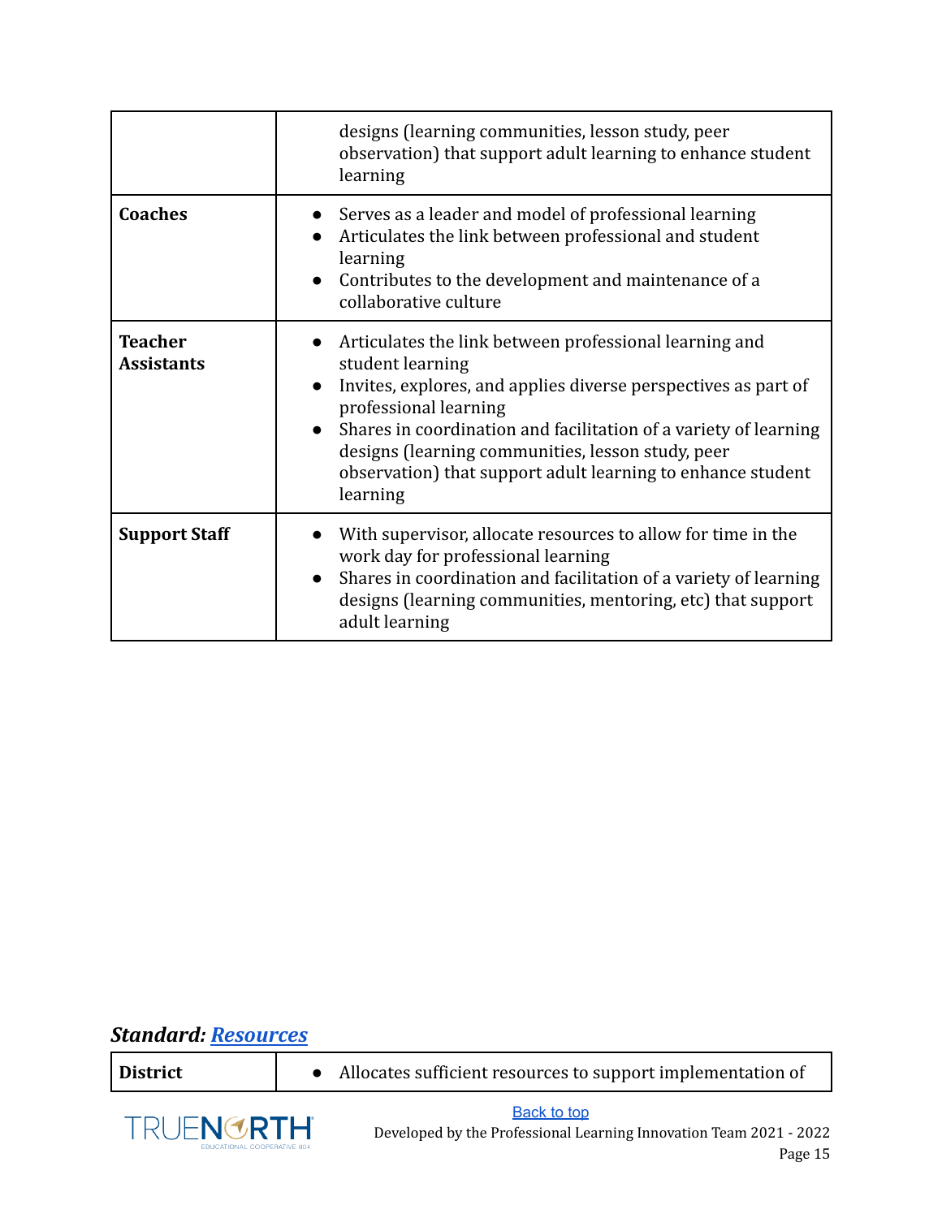|  |  |
|---|---|
|  | designs (learning communities, lesson study, peer observation) that support adult learning to enhance student learning |
| **Coaches** | • Serves as a leader and model of professional learning<br>• Articulates the link between professional and student learning<br>• Contributes to the development and maintenance of a collaborative culture |
| **Teacher Assistants** | • Articulates the link between professional learning and student learning<br>• Invites, explores, and applies diverse perspectives as part of professional learning<br>• Shares in coordination and facilitation of a variety of learning designs (learning communities, lesson study, peer observation) that support adult learning to enhance student learning |
| **Support Staff** | • With supervisor, allocate resources to allow for time in the work day for professional learning<br>• Shares in coordination and facilitation of a variety of learning designs (learning communities, mentoring, etc) that support adult learning |

### *Standard: Resources*

|  |  |
|---|---|
| **District** | • Allocates sufficient resources to support implementation of |

Back to top

Developed by the Professional Learning Innovation Team 2021 - 2022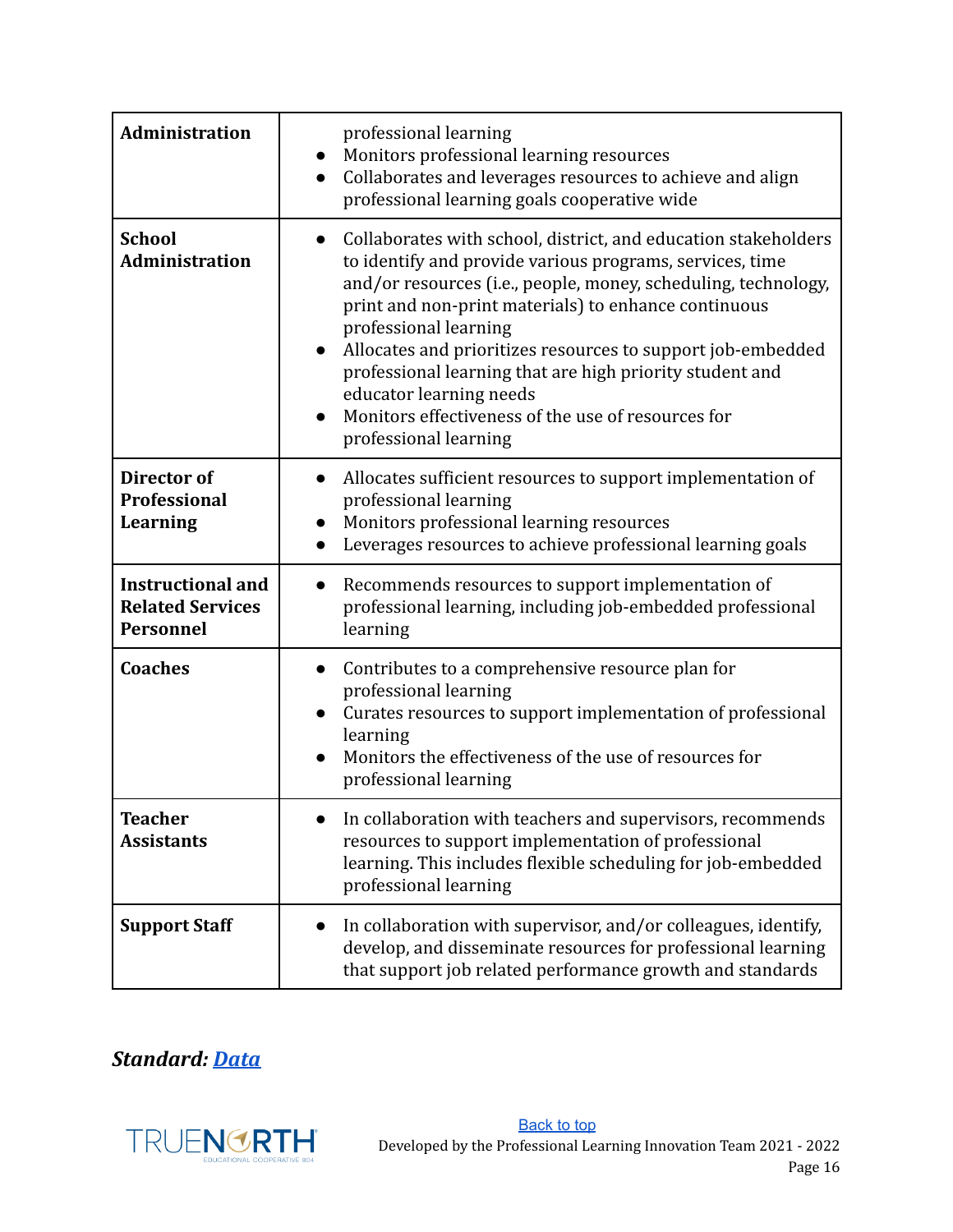| | |
|---|---|
| **Administration** | professional learning<br>● Monitors professional learning resources<br>● Collaborates and leverages resources to achieve and align professional learning goals cooperative wide |
| **School Administration** | ● Collaborates with school, district, and education stakeholders to identify and provide various programs, services, time and/or resources (i.e., people, money, scheduling, technology, print and non-print materials) to enhance continuous professional learning<br>● Allocates and prioritizes resources to support job-embedded professional learning that are high priority student and educator learning needs<br>● Monitors effectiveness of the use of resources for professional learning |
| **Director of Professional Learning** | ● Allocates sufficient resources to support implementation of professional learning<br>● Monitors professional learning resources<br>● Leverages resources to achieve professional learning goals |
| **Instructional and Related Services Personnel** | ● Recommends resources to support implementation of professional learning, including job-embedded professional learning |
| **Coaches** | ● Contributes to a comprehensive resource plan for professional learning<br>● Curates resources to support implementation of professional learning<br>● Monitors the effectiveness of the use of resources for professional learning |
| **Teacher Assistants** | ● In collaboration with teachers and supervisors, recommends resources to support implementation of professional learning. This includes flexible scheduling for job-embedded professional learning |
| **Support Staff** | ● In collaboration with supervisor, and/or colleagues, identify, develop, and disseminate resources for professional learning that support job related performance growth and standards |

### ***Standard: [Data]()***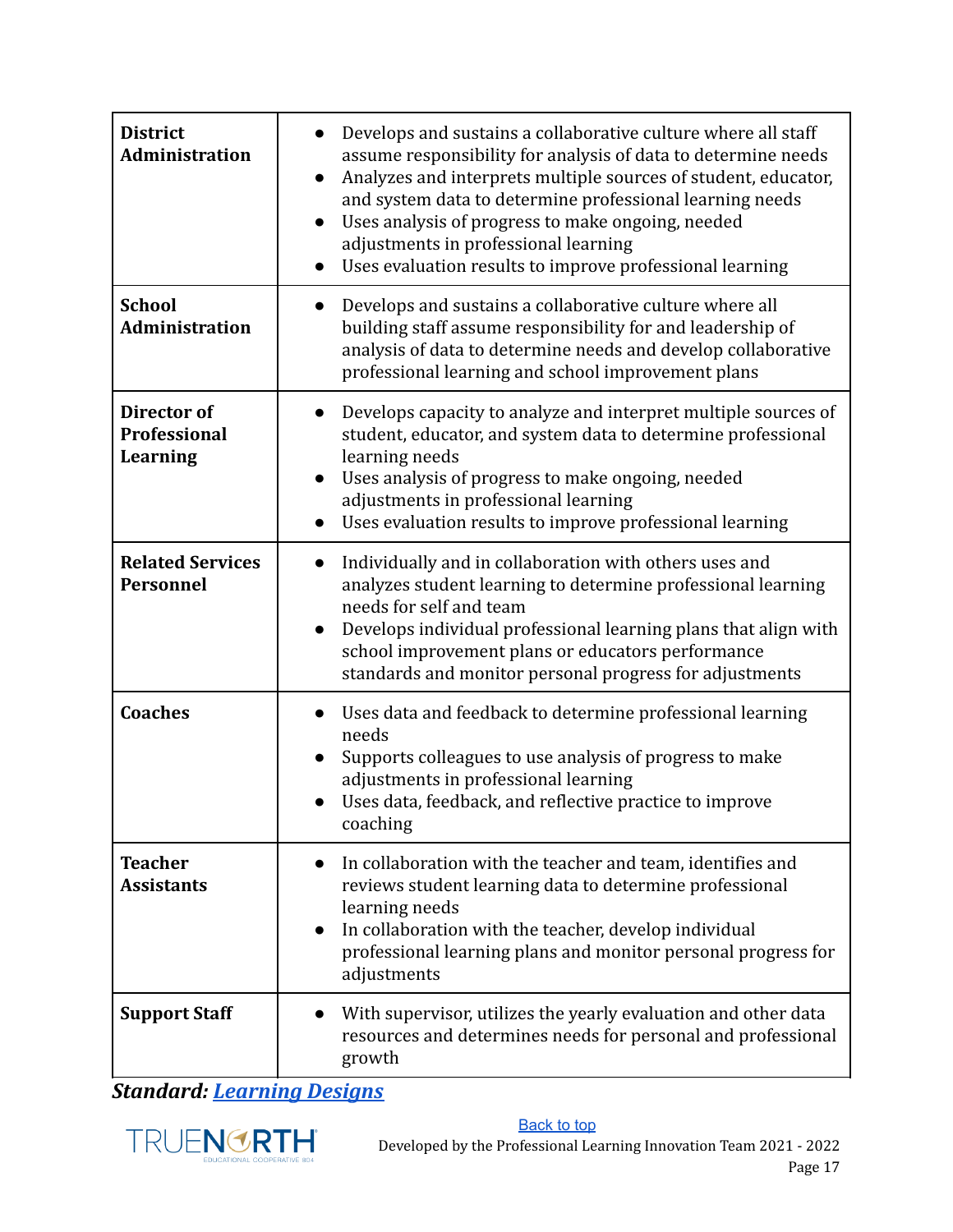| | |
|---|---|
| **District Administration** | • Develops and sustains a collaborative culture where all staff assume responsibility for analysis of data to determine needs<br>• Analyzes and interprets multiple sources of student, educator, and system data to determine professional learning needs<br>• Uses analysis of progress to make ongoing, needed adjustments in professional learning<br>• Uses evaluation results to improve professional learning |
| **School Administration** | • Develops and sustains a collaborative culture where all building staff assume responsibility for and leadership of analysis of data to determine needs and develop collaborative professional learning and school improvement plans |
| **Director of Professional Learning** | • Develops capacity to analyze and interpret multiple sources of student, educator, and system data to determine professional learning needs<br>• Uses analysis of progress to make ongoing, needed adjustments in professional learning<br>• Uses evaluation results to improve professional learning |
| **Related Services Personnel** | • Individually and in collaboration with others uses and analyzes student learning to determine professional learning needs for self and team<br>• Develops individual professional learning plans that align with school improvement plans or educators performance standards and monitor personal progress for adjustments |
| **Coaches** | • Uses data and feedback to determine professional learning needs<br>• Supports colleagues to use analysis of progress to make adjustments in professional learning<br>• Uses data, feedback, and reflective practice to improve coaching |
| **Teacher Assistants** | • In collaboration with the teacher and team, identifies and reviews student learning data to determine professional learning needs<br>• In collaboration with the teacher, develop individual professional learning plans and monitor personal progress for adjustments |
| **Support Staff** | • With supervisor, utilizes the yearly evaluation and other data resources and determines needs for personal and professional growth |

***Standard: Learning Designs***

Back to top

Developed by the Professional Learning Innovation Team 2021 - 2022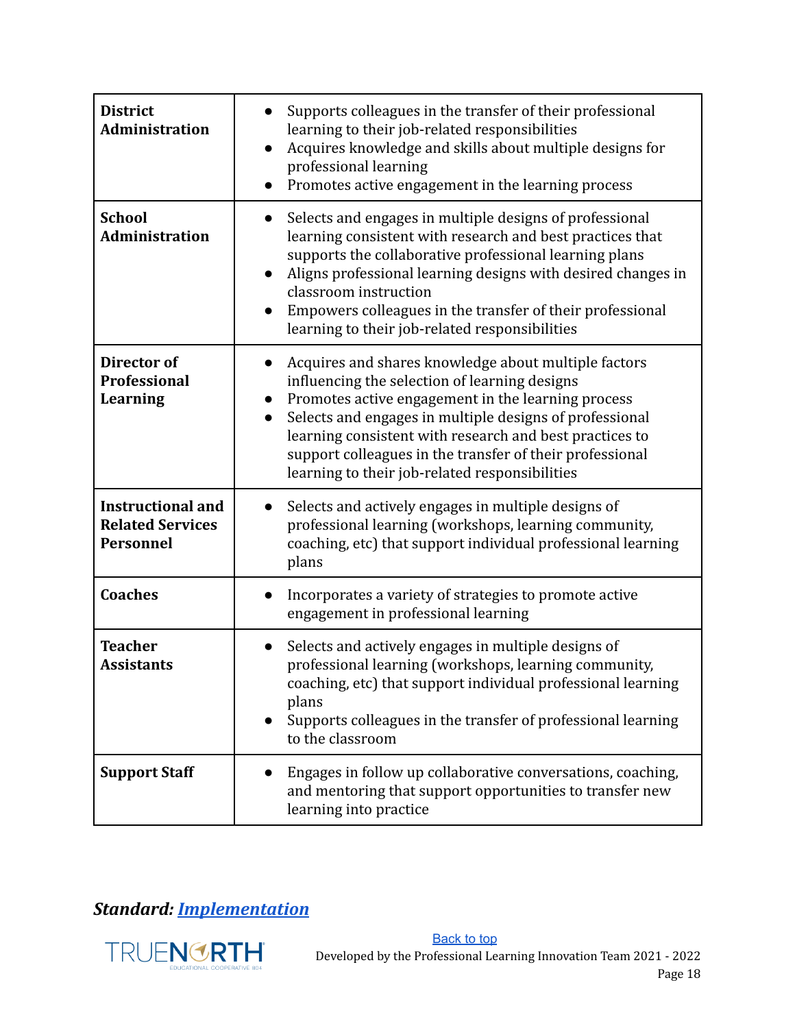| | |
|---|---|
| **District Administration** | ● Supports colleagues in the transfer of their professional learning to their job-related responsibilities<br>● Acquires knowledge and skills about multiple designs for professional learning<br>● Promotes active engagement in the learning process |
| **School Administration** | ● Selects and engages in multiple designs of professional learning consistent with research and best practices that supports the collaborative professional learning plans<br>● Aligns professional learning designs with desired changes in classroom instruction<br>● Empowers colleagues in the transfer of their professional learning to their job-related responsibilities |
| **Director of Professional Learning** | ● Acquires and shares knowledge about multiple factors influencing the selection of learning designs<br>● Promotes active engagement in the learning process<br>● Selects and engages in multiple designs of professional learning consistent with research and best practices to support colleagues in the transfer of their professional learning to their job-related responsibilities |
| **Instructional and Related Services Personnel** | ● Selects and actively engages in multiple designs of professional learning (workshops, learning community, coaching, etc) that support individual professional learning plans |
| **Coaches** | ● Incorporates a variety of strategies to promote active engagement in professional learning |
| **Teacher Assistants** | ● Selects and actively engages in multiple designs of professional learning (workshops, learning community, coaching, etc) that support individual professional learning plans<br>● Supports colleagues in the transfer of professional learning to the classroom |
| **Support Staff** | ● Engages in follow up collaborative conversations, coaching, and mentoring that support opportunities to transfer new learning into practice |

***Standard: Implementation***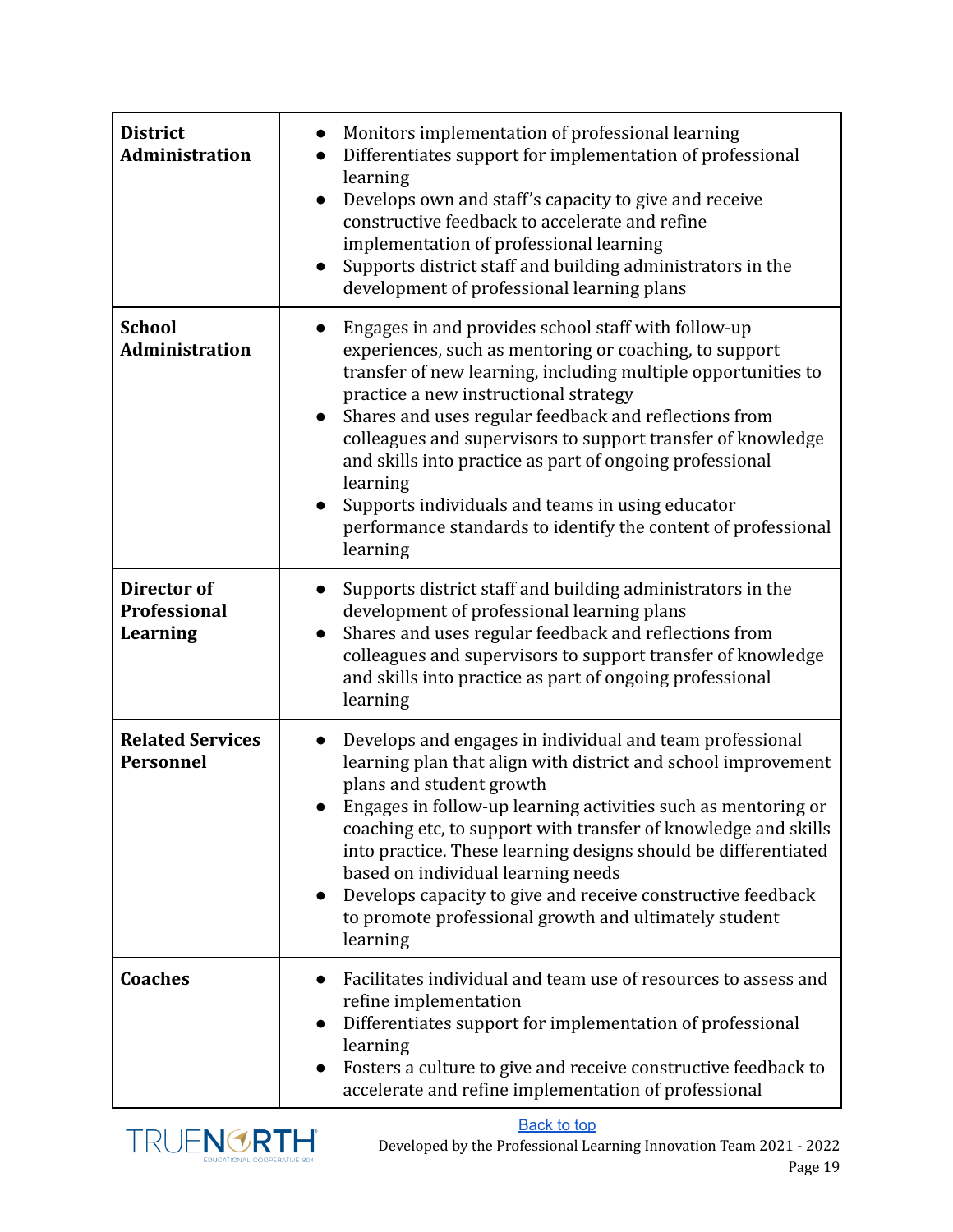| | |
|---|---|
| **District Administration** | • Monitors implementation of professional learning<br>• Differentiates support for implementation of professional learning<br>• Develops own and staff's capacity to give and receive constructive feedback to accelerate and refine implementation of professional learning<br>• Supports district staff and building administrators in the development of professional learning plans |
| **School Administration** | • Engages in and provides school staff with follow-up experiences, such as mentoring or coaching, to support transfer of new learning, including multiple opportunities to practice a new instructional strategy<br>• Shares and uses regular feedback and reflections from colleagues and supervisors to support transfer of knowledge and skills into practice as part of ongoing professional learning<br>• Supports individuals and teams in using educator performance standards to identify the content of professional learning |
| **Director of Professional Learning** | • Supports district staff and building administrators in the development of professional learning plans<br>• Shares and uses regular feedback and reflections from colleagues and supervisors to support transfer of knowledge and skills into practice as part of ongoing professional learning |
| **Related Services Personnel** | • Develops and engages in individual and team professional learning plan that align with district and school improvement plans and student growth<br>• Engages in follow-up learning activities such as mentoring or coaching etc, to support with transfer of knowledge and skills into practice. These learning designs should be differentiated based on individual learning needs<br>• Develops capacity to give and receive constructive feedback to promote professional growth and ultimately student learning |
| **Coaches** | • Facilitates individual and team use of resources to assess and refine implementation<br>• Differentiates support for implementation of professional learning<br>• Fosters a culture to give and receive constructive feedback to accelerate and refine implementation of professional |

Back to top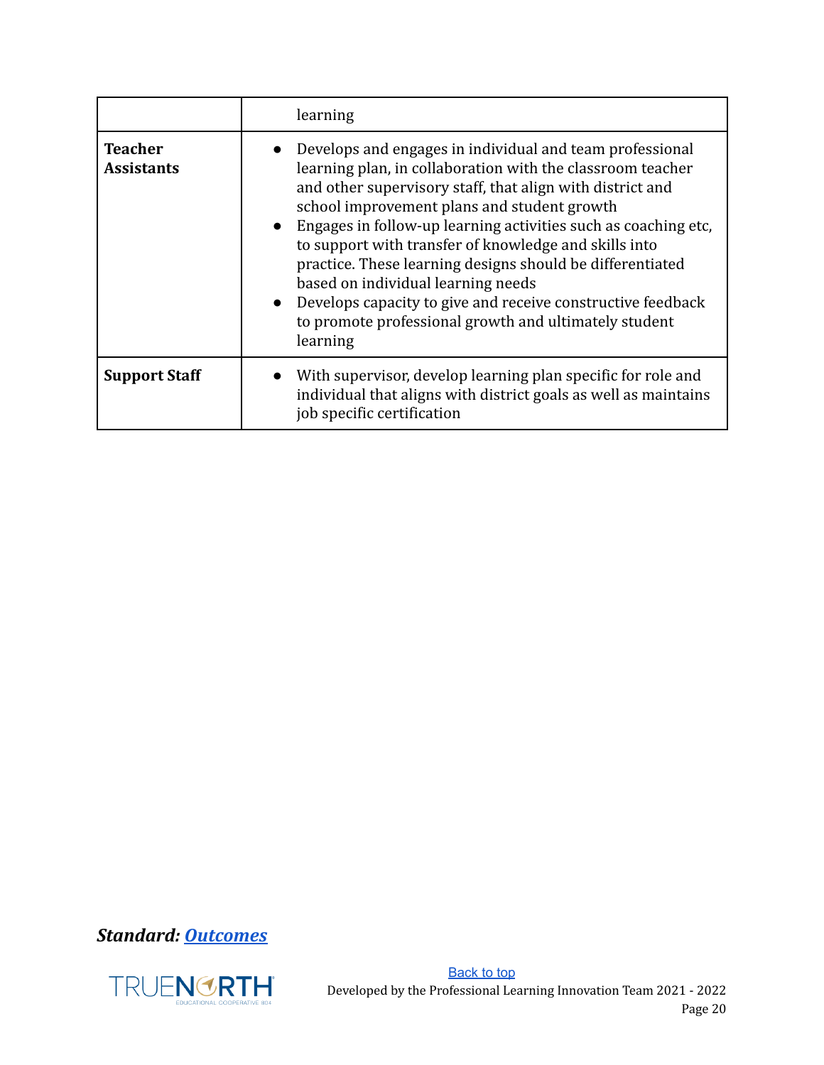| | |
|---|---|
| | learning |
| **Teacher Assistants** | • Develops and engages in individual and team professional learning plan, in collaboration with the classroom teacher and other supervisory staff, that align with district and school improvement plans and student growth<br>• Engages in follow-up learning activities such as coaching etc, to support with transfer of knowledge and skills into practice. These learning designs should be differentiated based on individual learning needs<br>• Develops capacity to give and receive constructive feedback to promote professional growth and ultimately student learning |
| **Support Staff** | • With supervisor, develop learning plan specific for role and individual that aligns with district goals as well as maintains job specific certification |

***Standard: Outcomes***

Back to top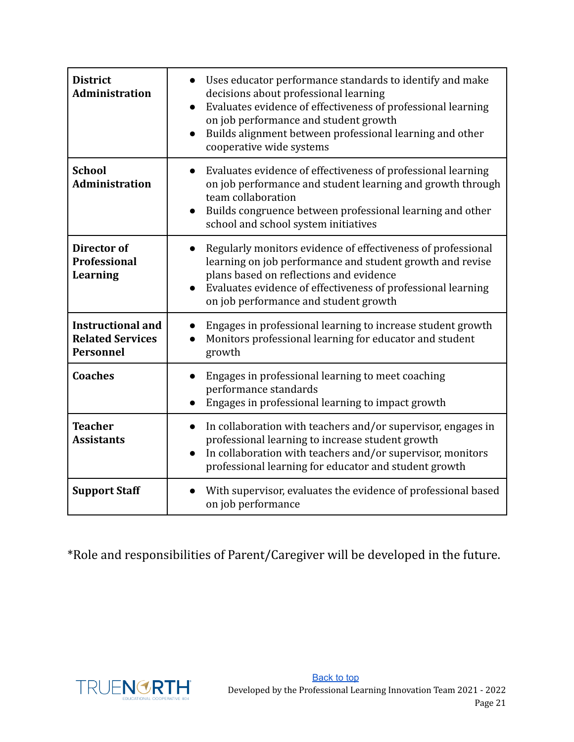| | |
|---|---|
| **District Administration** | • Uses educator performance standards to identify and make decisions about professional learning<br>• Evaluates evidence of effectiveness of professional learning on job performance and student growth<br>• Builds alignment between professional learning and other cooperative wide systems |
| **School Administration** | • Evaluates evidence of effectiveness of professional learning on job performance and student learning and growth through team collaboration<br>• Builds congruence between professional learning and other school and school system initiatives |
| **Director of Professional Learning** | • Regularly monitors evidence of effectiveness of professional learning on job performance and student growth and revise plans based on reflections and evidence<br>• Evaluates evidence of effectiveness of professional learning on job performance and student growth |
| **Instructional and Related Services Personnel** | • Engages in professional learning to increase student growth<br>• Monitors professional learning for educator and student growth |
| **Coaches** | • Engages in professional learning to meet coaching performance standards<br>• Engages in professional learning to impact growth |
| **Teacher Assistants** | • In collaboration with teachers and/or supervisor, engages in professional learning to increase student growth<br>• In collaboration with teachers and/or supervisor, monitors professional learning for educator and student growth |
| **Support Staff** | • With supervisor, evaluates the evidence of professional based on job performance |

*Role and responsibilities of Parent/Caregiver will be developed in the future.